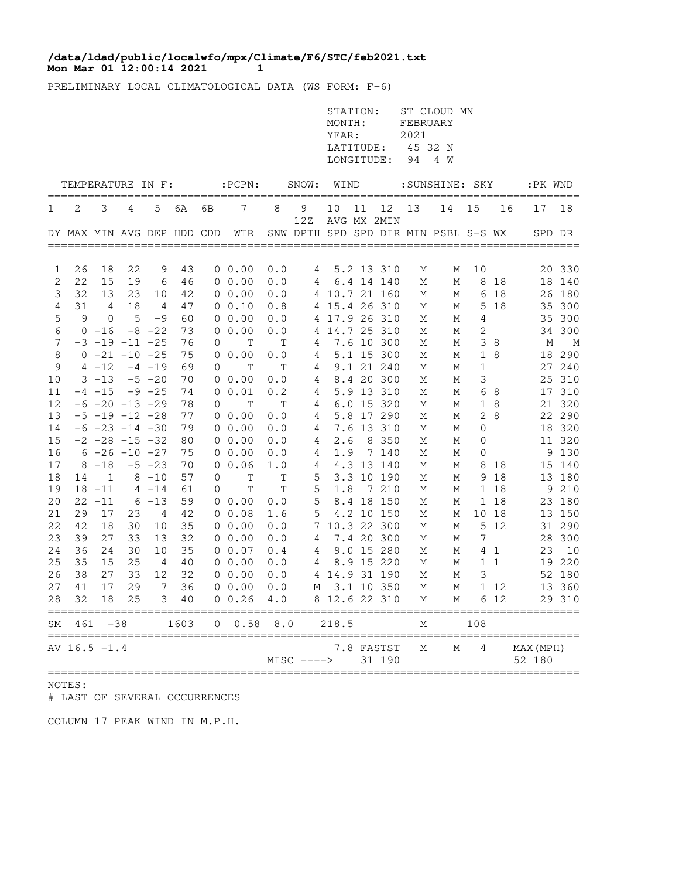**/data/ldad/public/localwfo/mpx/Climate/F6/STC/feb2021.txt**
**Mon Mar 01 12:00:14 2021**

PRELIMINARY LOCAL CLIMATOLOGICAL DATA (WS FORM: F-6)

STATION: ST CLOUD MN
MONTH: FEBRUARY
YEAR: 2021
LATITUDE: 45 32 N
LONGITUDE: 94 4 W

| TEMPERATURE IN F: | | | | | | | :PCPN: | SNOW: | | WIND | | | :SUNSHINE: | | SKY | | :PK WND | |
|---|---|---|---|---|---|---|---|---|---|---|---|---|---|---|---|---|---|---|
| 1 | 2 | 3 | 4 | 5 | 6A | 6B | 7 | 8 | 9 12Z | 10 | 11 | 12 | 13 | 14 | 15 | 16 | 17 | 18 |
| DY | MAX | MIN | AVG | DEP | HDD | CDD | WTR | SNW | DPTH | AVG SPD | MX SPD | 2MIN DIR | MIN | PSBL | S-S | WX | SPD | DR |
| 1 | 26 | 18 | 22 | 9 | 43 | 0 | 0.00 | 0.0 | 4 | 5.2 | 13 | 310 | M | M | 10 | | 20 | 330 |
| 2 | 22 | 15 | 19 | 6 | 46 | 0 | 0.00 | 0.0 | 4 | 6.4 | 14 | 140 | M | M | 8 | 18 | 18 | 140 |
| 3 | 32 | 13 | 23 | 10 | 42 | 0 | 0.00 | 0.0 | 4 | 10.7 | 21 | 160 | M | M | 6 | 18 | 26 | 180 |
| 4 | 31 | 4 | 18 | 4 | 47 | 0 | 0.10 | 0.8 | 4 | 15.4 | 26 | 310 | M | M | 5 | 18 | 35 | 300 |
| 5 | 9 | 0 | 5 | -9 | 60 | 0 | 0.00 | 0.0 | 4 | 17.9 | 26 | 310 | M | M | 4 | | 35 | 300 |
| 6 | 0 | -16 | -8 | -22 | 73 | 0 | 0.00 | 0.0 | 4 | 14.7 | 25 | 310 | M | M | 2 | | 34 | 300 |
| 7 | -3 | -19 | -11 | -25 | 76 | 0 | T | T | 4 | 7.6 | 10 | 300 | M | M | 3 | 8 | M | M |
| 8 | 0 | -21 | -10 | -25 | 75 | 0 | 0.00 | 0.0 | 4 | 5.1 | 15 | 300 | M | M | 1 | 8 | 18 | 290 |
| 9 | 4 | -12 | -4 | -19 | 69 | 0 | T | T | 4 | 9.1 | 21 | 240 | M | M | 1 | | 27 | 240 |
| 10 | 3 | -13 | -5 | -20 | 70 | 0 | 0.00 | 0.0 | 4 | 8.4 | 20 | 300 | M | M | 3 | | 25 | 310 |
| 11 | -4 | -15 | -9 | -25 | 74 | 0 | 0.01 | 0.2 | 4 | 5.9 | 13 | 310 | M | M | 6 | 8 | 17 | 310 |
| 12 | -6 | -20 | -13 | -29 | 78 | 0 | T | T | 4 | 6.0 | 15 | 320 | M | M | 1 | 8 | 21 | 320 |
| 13 | -5 | -19 | -12 | -28 | 77 | 0 | 0.00 | 0.0 | 4 | 5.8 | 17 | 290 | M | M | 2 | 8 | 22 | 290 |
| 14 | -6 | -23 | -14 | -30 | 79 | 0 | 0.00 | 0.0 | 4 | 7.6 | 13 | 310 | M | M | 0 | | 18 | 320 |
| 15 | -2 | -28 | -15 | -32 | 80 | 0 | 0.00 | 0.0 | 4 | 2.6 | 8 | 350 | M | M | 0 | | 11 | 320 |
| 16 | 6 | -26 | -10 | -27 | 75 | 0 | 0.00 | 0.0 | 4 | 1.9 | 7 | 140 | M | M | 0 | | 9 | 130 |
| 17 | 8 | -18 | -5 | -23 | 70 | 0 | 0.06 | 1.0 | 4 | 4.3 | 13 | 140 | M | M | 8 | 18 | 15 | 140 |
| 18 | 14 | 1 | 8 | -10 | 57 | 0 | T | T | 5 | 3.3 | 10 | 190 | M | M | 9 | 18 | 13 | 180 |
| 19 | 18 | -11 | 4 | -14 | 61 | 0 | T | T | 5 | 1.8 | 7 | 210 | M | M | 1 | 18 | 9 | 210 |
| 20 | 22 | -11 | 6 | -13 | 59 | 0 | 0.00 | 0.0 | 5 | 8.4 | 18 | 150 | M | M | 1 | 18 | 23 | 180 |
| 21 | 29 | 17 | 23 | 4 | 42 | 0 | 0.08 | 1.6 | 5 | 4.2 | 10 | 150 | M | M | 10 | 18 | 13 | 150 |
| 22 | 42 | 18 | 30 | 10 | 35 | 0 | 0.00 | 0.0 | 7 | 10.3 | 22 | 300 | M | M | 5 | 12 | 31 | 290 |
| 23 | 39 | 27 | 33 | 13 | 32 | 0 | 0.00 | 0.0 | 4 | 7.4 | 20 | 300 | M | M | 7 | | 28 | 300 |
| 24 | 36 | 24 | 30 | 10 | 35 | 0 | 0.07 | 0.4 | 4 | 9.0 | 15 | 280 | M | M | 4 | 1 | 23 | 10 |
| 25 | 35 | 15 | 25 | 4 | 40 | 0 | 0.00 | 0.0 | 4 | 8.9 | 15 | 220 | M | M | 1 | 1 | 19 | 220 |
| 26 | 38 | 27 | 33 | 12 | 32 | 0 | 0.00 | 0.0 | 4 | 14.9 | 31 | 190 | M | M | 3 | | 52 | 180 |
| 27 | 41 | 17 | 29 | 7 | 36 | 0 | 0.00 | 0.0 | M | 3.1 | 10 | 350 | M | M | 1 | 12 | 13 | 360 |
| 28 | 32 | 18 | 25 | 3 | 40 | 0 | 0.26 | 4.0 | 8 | 12.6 | 22 | 310 | M | M | 6 | 12 | 29 | 310 |
| SM | 461 | -38 | | | 1603 | 0 | 0.58 | 8.0 | | 218.5 | | | M | | 108 | | | |
| AV | 16.5 | -1.4 | | | | | | | | 7.8 | FASTST | | M | M | 4 | | MAX(MPH) | |
| | | | | | | | | MISC ----> | | | 31 | 190 | | | | | 52 | 180 |

NOTES:
# LAST OF SEVERAL OCCURRENCES

COLUMN 17 PEAK WIND IN M.P.H.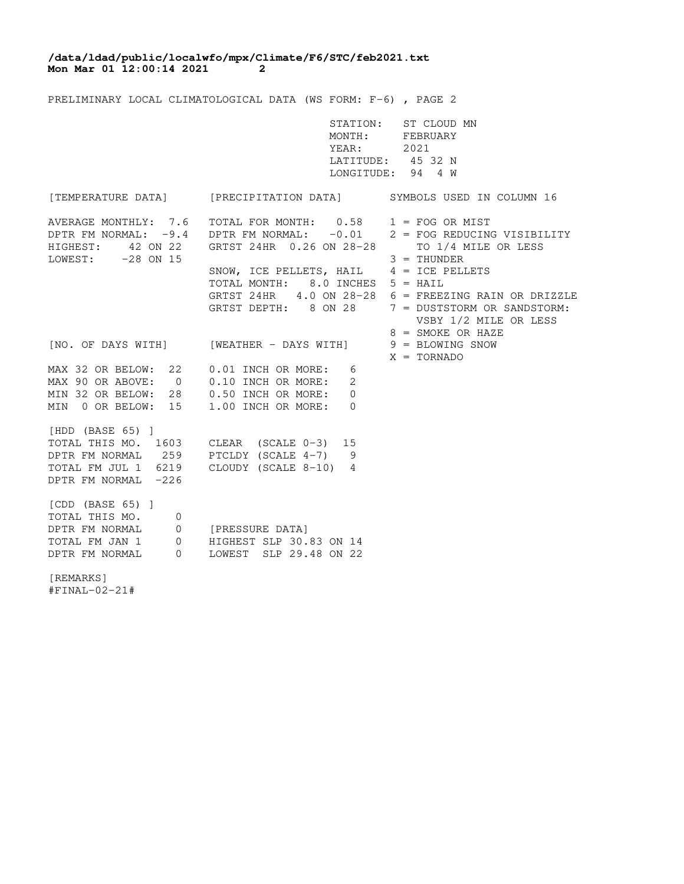**/data/ldad/public/localwfo/mpx/Climate/F6/STC/feb2021.txt**
**Mon Mar 01 12:00:14 2021**

PRELIMINARY LOCAL CLIMATOLOGICAL DATA (WS FORM: F-6) , PAGE 2

```
                                          STATION:   ST CLOUD MN
                                          MONTH:     FEBRUARY
                                          YEAR:      2021
                                          LATITUDE:   45 32 N
                                          LONGITUDE:  94  4 W

[TEMPERATURE DATA]      [PRECIPITATION DATA]       SYMBOLS USED IN COLUMN 16

AVERAGE MONTHLY:  7.6   TOTAL FOR MONTH:   0.58    1 = FOG OR MIST
DPTR FM NORMAL:  -9.4   DPTR FM NORMAL:   -0.01    2 = FOG REDUCING VISIBILITY
HIGHEST:    42 ON 22    GRTST 24HR  0.26 ON 28-28      TO 1/4 MILE OR LESS
LOWEST:    -28 ON 15                               3 = THUNDER
                        SNOW, ICE PELLETS, HAIL    4 = ICE PELLETS
                        TOTAL MONTH:   8.0 INCHES  5 = HAIL
                        GRTST 24HR   4.0 ON 28-28  6 = FREEZING RAIN OR DRIZZLE
                        GRTST DEPTH:   8 ON 28     7 = DUSTSTORM OR SANDSTORM:
                                                       VSBY 1/2 MILE OR LESS
                                                   8 = SMOKE OR HAZE
[NO. OF DAYS WITH]      [WEATHER - DAYS WITH]      9 = BLOWING SNOW
                                                   X = TORNADO
MAX 32 OR BELOW:  22    0.01 INCH OR MORE:   6
MAX 90 OR ABOVE:   0    0.10 INCH OR MORE:   2
MIN 32 OR BELOW:  28    0.50 INCH OR MORE:   0
MIN  0 OR BELOW:  15    1.00 INCH OR MORE:   0

[HDD (BASE 65) ]
TOTAL THIS MO.  1603    CLEAR  (SCALE 0-3)  15
DPTR FM NORMAL   259    PTCLDY (SCALE 4-7)   9
TOTAL FM JUL 1  6219    CLOUDY (SCALE 8-10)  4
DPTR FM NORMAL  -226

[CDD (BASE 65) ]
TOTAL THIS MO.     0
DPTR FM NORMAL     0    [PRESSURE DATA]
TOTAL FM JAN 1     0    HIGHEST SLP 30.83 ON 14
DPTR FM NORMAL     0    LOWEST  SLP 29.48 ON 22

[REMARKS]
#FINAL-02-21#
```